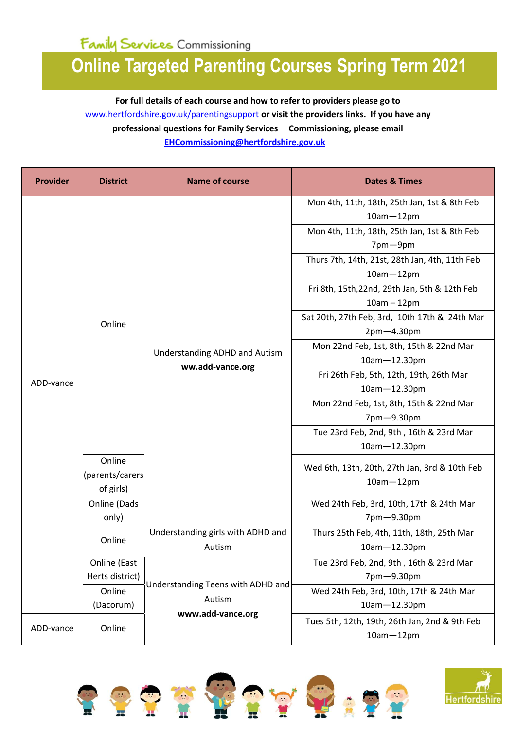Family Services Commissioning

# Online Targeted Parenting Courses Spring Term 2021

**For full details of each course and how to refer to providers please go to [www.hertfordshire.gov.uk/parentingsupport](http://www.hertfordshire.gov.uk/parentingsupport) or visit the providers links. If you have any professional questions for Family Services Commissioning, please email [EHCommissioning@hertfordshire.gov.uk](mailto:EHCommissioning@hertfordshire.gov.uk)**

| Provider | District | Name of course | Dates & Times |
|---|---|---|---|
| ADD-vance | Online | Understanding ADHD and Autism **ww.add-vance.org** | Mon 4th, 11th, 18th, 25th Jan, 1st & 8th Feb 10am—12pm |
| | | | Mon 4th, 11th, 18th, 25th Jan, 1st & 8th Feb 7pm—9pm |
| | | | Thurs 7th, 14th, 21st, 28th Jan, 4th, 11th Feb 10am—12pm |
| | | | Fri 8th, 15th,22nd, 29th Jan, 5th & 12th Feb 10am – 12pm |
| | | | Sat 20th, 27th Feb, 3rd, 10th 17th & 24th Mar 2pm—4.30pm |
| | | | Mon 22nd Feb, 1st, 8th, 15th & 22nd Mar 10am—12.30pm |
| | | | Fri 26th Feb, 5th, 12th, 19th, 26th Mar 10am—12.30pm |
| | | | Mon 22nd Feb, 1st, 8th, 15th & 22nd Mar 7pm—9.30pm |
| | | | Tue 23rd Feb, 2nd, 9th , 16th & 23rd Mar 10am—12.30pm |
| | Online (parents/carers of girls) | | Wed 6th, 13th, 20th, 27th Jan, 3rd & 10th Feb 10am—12pm |
| | Online (Dads only) | | Wed 24th Feb, 3rd, 10th, 17th & 24th Mar 7pm—9.30pm |
| | Online | Understanding girls with ADHD and Autism | Thurs 25th Feb, 4th, 11th, 18th, 25th Mar 10am—12.30pm |
| | Online (East Herts district) | Understanding Teens with ADHD and Autism **www.add-vance.org** | Tue 23rd Feb, 2nd, 9th , 16th & 23rd Mar 7pm—9.30pm |
| | Online (Dacorum) | | Wed 24th Feb, 3rd, 10th, 17th & 24th Mar 10am—12.30pm |
| ADD-vance | Online | | Tues 5th, 12th, 19th, 26th Jan, 2nd & 9th Feb 10am—12pm |

Hertfordshire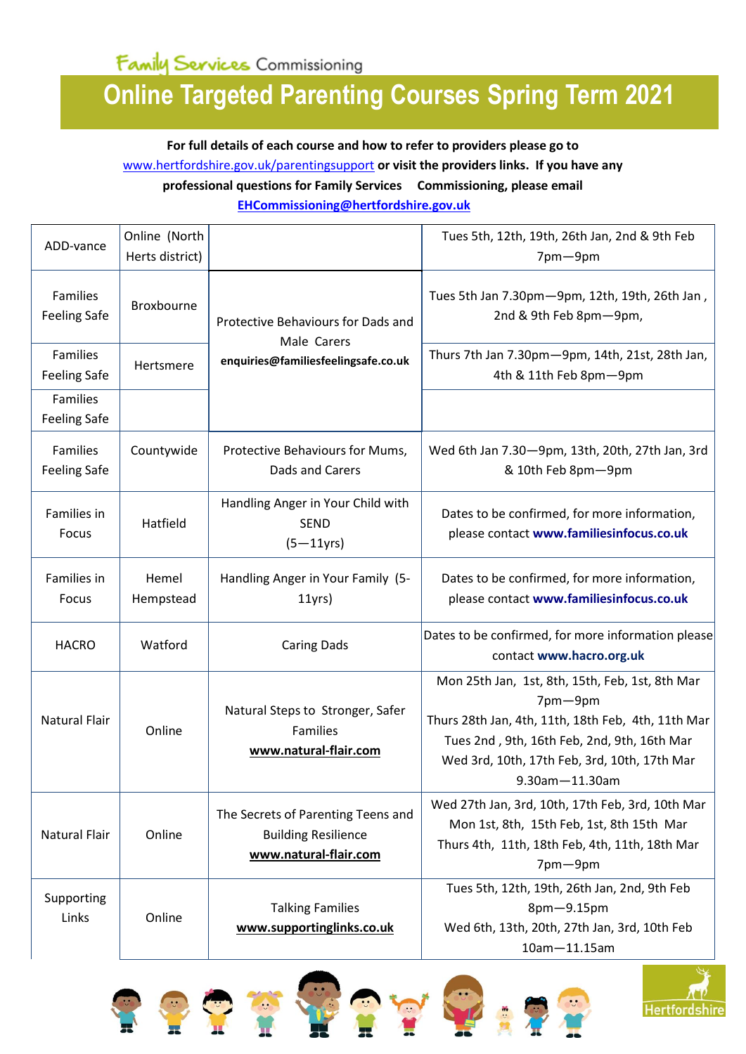Family Services Commissioning

# Online Targeted Parenting Courses Spring Term 2021

**For full details of each course and how to refer to providers please go to www.hertfordshire.gov.uk/parentingsupport or visit the providers links. If you have any professional questions for Family Services Commissioning, please email EHCommissioning@hertfordshire.gov.uk**

| | | | |
|---|---|---|---|
| ADD-vance | Online (North Herts district) | | Tues 5th, 12th, 19th, 26th Jan, 2nd & 9th Feb 7pm—9pm |
| Families Feeling Safe | Broxbourne | Protective Behaviours for Dads and Male Carers **enquiries@familiesfeelingsafe.co.uk** | Tues 5th Jan 7.30pm—9pm, 12th, 19th, 26th Jan , 2nd & 9th Feb 8pm—9pm, |
| Families Feeling Safe | Hertsmere | | Thurs 7th Jan 7.30pm—9pm, 14th, 21st, 28th Jan, 4th & 11th Feb 8pm—9pm |
| Families Feeling Safe | | | |
| Families Feeling Safe | Countywide | Protective Behaviours for Mums, Dads and Carers | Wed 6th Jan 7.30—9pm, 13th, 20th, 27th Jan, 3rd & 10th Feb 8pm—9pm |
| Families in Focus | Hatfield | Handling Anger in Your Child with SEND (5—11yrs) | Dates to be confirmed, for more information, please contact **www.familiesinfocus.co.uk** |
| Families in Focus | Hemel Hempstead | Handling Anger in Your Family (5-11yrs) | Dates to be confirmed, for more information, please contact **www.familiesinfocus.co.uk** |
| HACRO | Watford | Caring Dads | Dates to be confirmed, for more information please contact **www.hacro.org.uk** |
| Natural Flair | Online | Natural Steps to Stronger, Safer Families **www.natural-flair.com** | Mon 25th Jan, 1st, 8th, 15th, Feb, 1st, 8th Mar 7pm—9pm<br>Thurs 28th Jan, 4th, 11th, 18th Feb, 4th, 11th Mar<br>Tues 2nd , 9th, 16th Feb, 2nd, 9th, 16th Mar<br>Wed 3rd, 10th, 17th Feb, 3rd, 10th, 17th Mar 9.30am—11.30am |
| Natural Flair | Online | The Secrets of Parenting Teens and Building Resilience **www.natural-flair.com** | Wed 27th Jan, 3rd, 10th, 17th Feb, 3rd, 10th Mar<br>Mon 1st, 8th, 15th Feb, 1st, 8th 15th Mar<br>Thurs 4th, 11th, 18th Feb, 4th, 11th, 18th Mar 7pm—9pm |
| Supporting Links | Online | Talking Families **www.supportinglinks.co.uk** | Tues 5th, 12th, 19th, 26th Jan, 2nd, 9th Feb 8pm—9.15pm<br>Wed 6th, 13th, 20th, 27th Jan, 3rd, 10th Feb 10am—11.15am |

Hertfordshire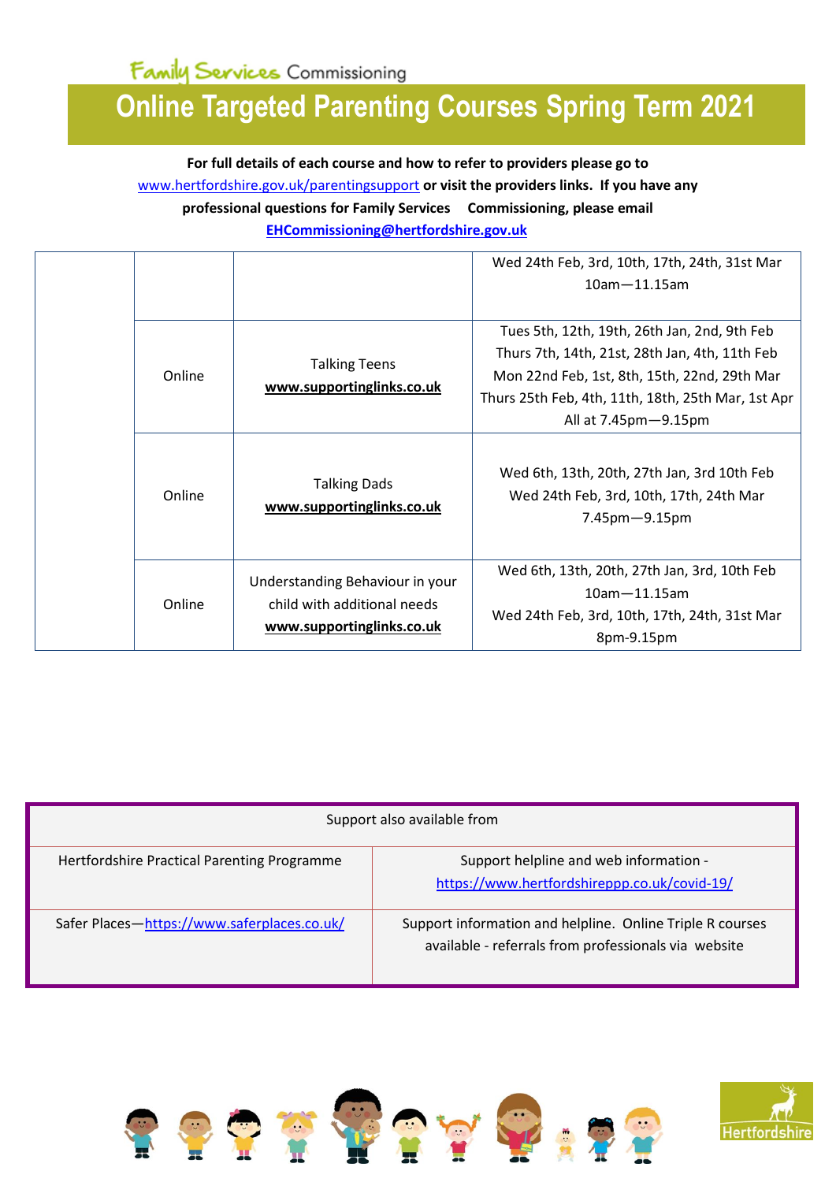Family Services Commissioning

# Online Targeted Parenting Courses Spring Term 2021

**For full details of each course and how to refer to providers please go to www.hertfordshire.gov.uk/parentingsupport or visit the providers links. If you have any professional questions for Family Services Commissioning, please email EHCommissioning@hertfordshire.gov.uk**

| | | | |
|---|---|---|---|
| | | | Wed 24th Feb, 3rd, 10th, 17th, 24th, 31st Mar<br>10am—11.15am |
| | Online | Talking Teens<br>**www.supportinglinks.co.uk** | Tues 5th, 12th, 19th, 26th Jan, 2nd, 9th Feb<br>Thurs 7th, 14th, 21st, 28th Jan, 4th, 11th Feb<br>Mon 22nd Feb, 1st, 8th, 15th, 22nd, 29th Mar<br>Thurs 25th Feb, 4th, 11th, 18th, 25th Mar, 1st Apr<br>All at 7.45pm—9.15pm |
| | Online | Talking Dads<br>**www.supportinglinks.co.uk** | Wed 6th, 13th, 20th, 27th Jan, 3rd 10th Feb<br>Wed 24th Feb, 3rd, 10th, 17th, 24th Mar<br>7.45pm—9.15pm |
| | Online | Understanding Behaviour in your child with additional needs<br>**www.supportinglinks.co.uk** | Wed 6th, 13th, 20th, 27th Jan, 3rd, 10th Feb<br>10am—11.15am<br>Wed 24th Feb, 3rd, 10th, 17th, 24th, 31st Mar<br>8pm-9.15pm |

| Support also available from | |
|---|---|
| Hertfordshire Practical Parenting Programme | Support helpline and web information - https://www.hertfordshireppp.co.uk/covid-19/ |
| Safer Places—https://www.saferplaces.co.uk/ | Support information and helpline. Online Triple R courses available - referrals from professionals via website |

Hertfordshire